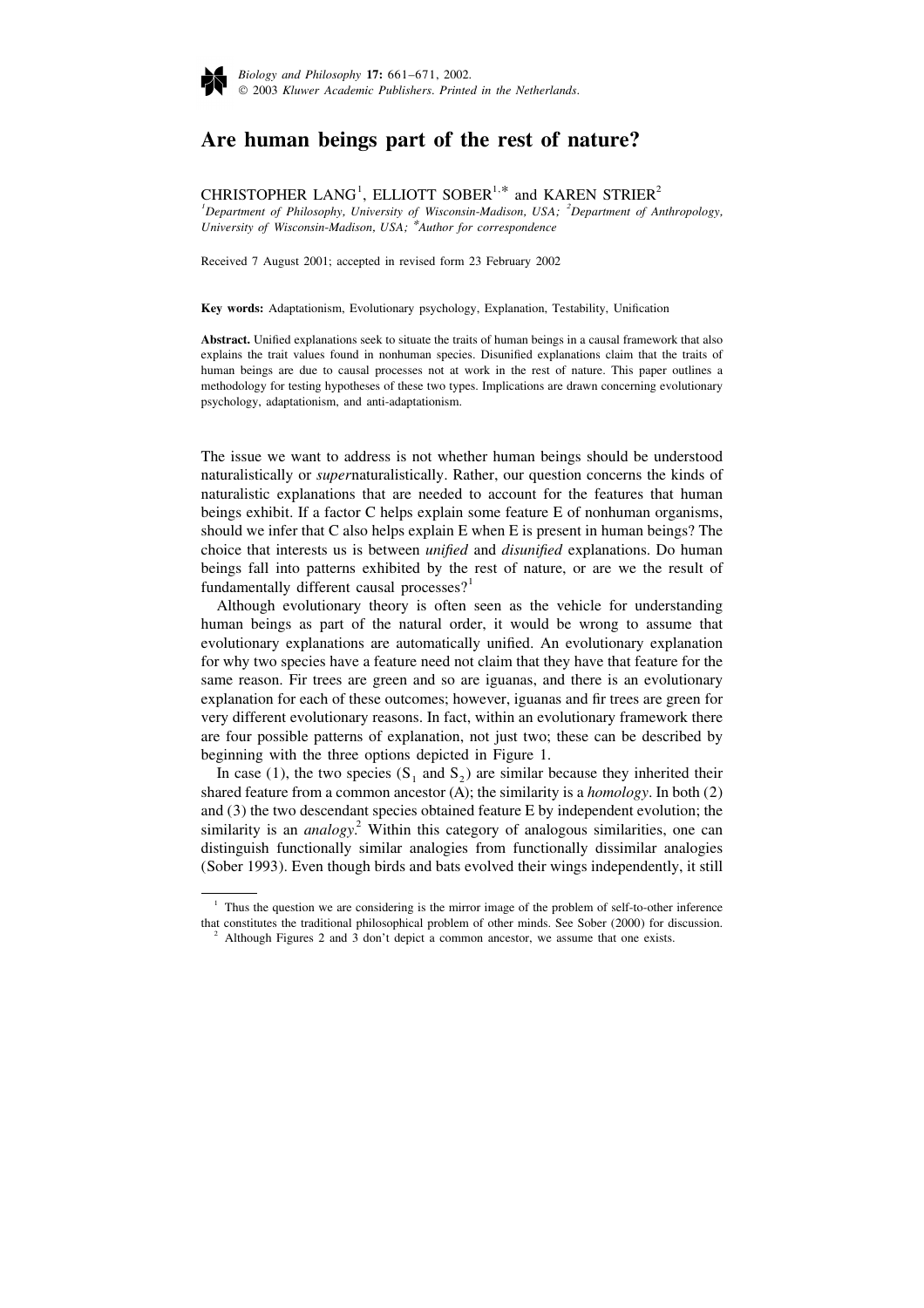# Are human beings part of the rest of nature?

CHRISTOPHER LANG[1], ELLIOTT SOBER[1,*] and KAREN STRIER[2]

[1]*Department of Philosophy, University of Wisconsin-Madison, USA;* [2]*Department of Anthropology, University of Wisconsin-Madison, USA;* [*]*Author for correspondence*

Received 7 August 2001; accepted in revised form 23 February 2002

**Key words:** Adaptationism, Evolutionary psychology, Explanation, Testability, Unification

**Abstract.** Unified explanations seek to situate the traits of human beings in a causal framework that also explains the trait values found in nonhuman species. Disunified explanations claim that the traits of human beings are due to causal processes not at work in the rest of nature. This paper outlines a methodology for testing hypotheses of these two types. Implications are drawn concerning evolutionary psychology, adaptationism, and anti-adaptationism.

The issue we want to address is not whether human beings should be understood naturalistically or *super*naturalistically. Rather, our question concerns the kinds of naturalistic explanations that are needed to account for the features that human beings exhibit. If a factor C helps explain some feature E of nonhuman organisms, should we infer that C also helps explain E when E is present in human beings? The choice that interests us is between *unified* and *disunified* explanations. Do human beings fall into patterns exhibited by the rest of nature, or are we the result of fundamentally different causal processes?[1]

Although evolutionary theory is often seen as the vehicle for understanding human beings as part of the natural order, it would be wrong to assume that evolutionary explanations are automatically unified. An evolutionary explanation for why two species have a feature need not claim that they have that feature for the same reason. Fir trees are green and so are iguanas, and there is an evolutionary explanation for each of these outcomes; however, iguanas and fir trees are green for very different evolutionary reasons. In fact, within an evolutionary framework there are four possible patterns of explanation, not just two; these can be described by beginning with the three options depicted in Figure 1.

In case (1), the two species ($S_1$ and $S_2$) are similar because they inherited their shared feature from a common ancestor (A); the similarity is a *homology*. In both (2) and (3) the two descendant species obtained feature E by independent evolution; the similarity is an *analogy*.[2] Within this category of analogous similarities, one can distinguish functionally similar analogies from functionally dissimilar analogies (Sober 1993). Even though birds and bats evolved their wings independently, it still

[1] Thus the question we are considering is the mirror image of the problem of self-to-other inference that constitutes the traditional philosophical problem of other minds. See Sober (2000) for discussion.

[2] Although Figures 2 and 3 don't depict a common ancestor, we assume that one exists.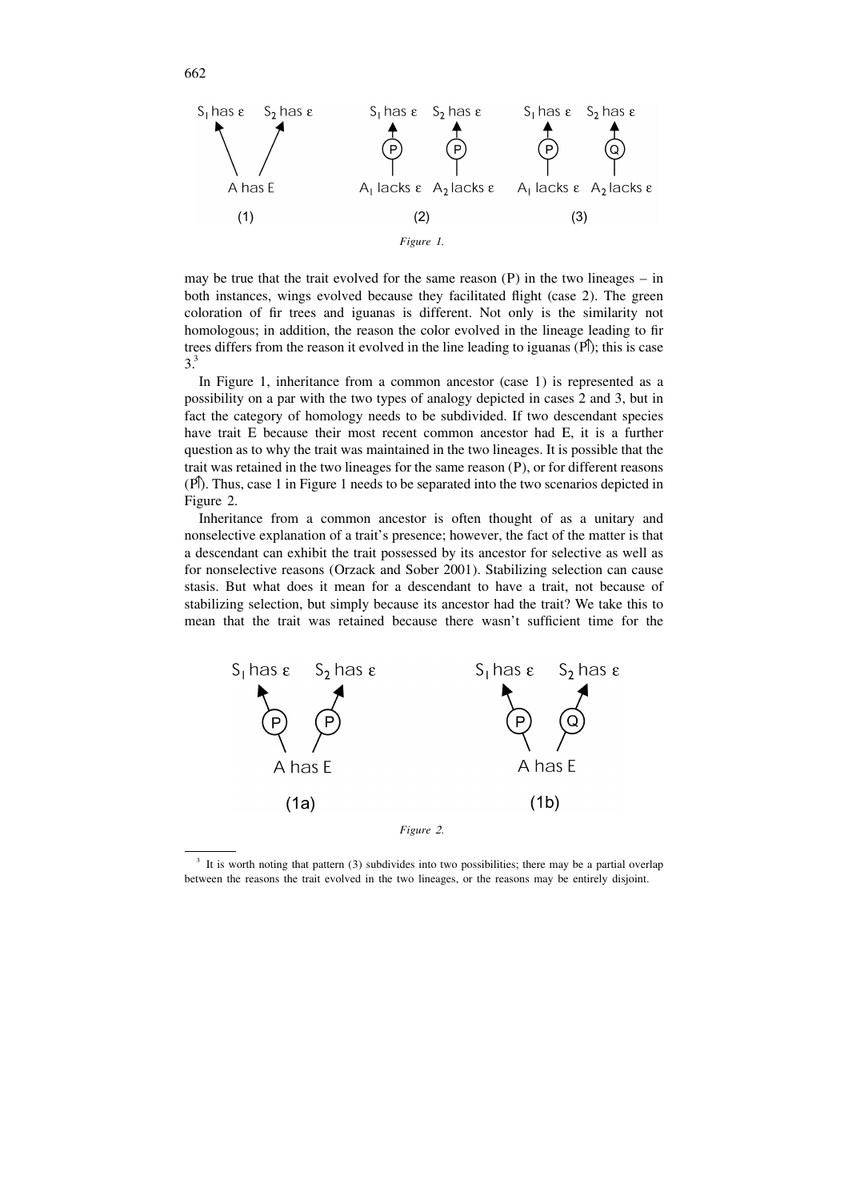Figure 1.

may be true that the trait evolved for the same reason (P) in the two lineages – in both instances, wings evolved because they facilitated flight (case 2). The green coloration of fir trees and iguanas is different. Not only is the similarity not homologous; in addition, the reason the color evolved in the lineage leading to fir trees differs from the reason it evolved in the line leading to iguanas (P≠Q); this is case 3.[3]

In Figure 1, inheritance from a common ancestor (case 1) is represented as a possibility on a par with the two types of analogy depicted in cases 2 and 3, but in fact the category of homology needs to be subdivided. If two descendant species have trait E because their most recent common ancestor had E, it is a further question as to why the trait was maintained in the two lineages. It is possible that the trait was retained in the two lineages for the same reason (P), or for different reasons (P≠Q). Thus, case 1 in Figure 1 needs to be separated into the two scenarios depicted in Figure 2.

Inheritance from a common ancestor is often thought of as a unitary and nonselective explanation of a trait's presence; however, the fact of the matter is that a descendant can exhibit the trait possessed by its ancestor for selective as well as for nonselective reasons (Orzack and Sober 2001). Stabilizing selection can cause stasis. But what does it mean for a descendant to have a trait, not because of stabilizing selection, but simply because its ancestor had the trait? We take this to mean that the trait was retained because there wasn't sufficient time for the

Figure 2.

[3] It is worth noting that pattern (3) subdivides into two possibilities; there may be a partial overlap between the reasons the trait evolved in the two lineages, or the reasons may be entirely disjoint.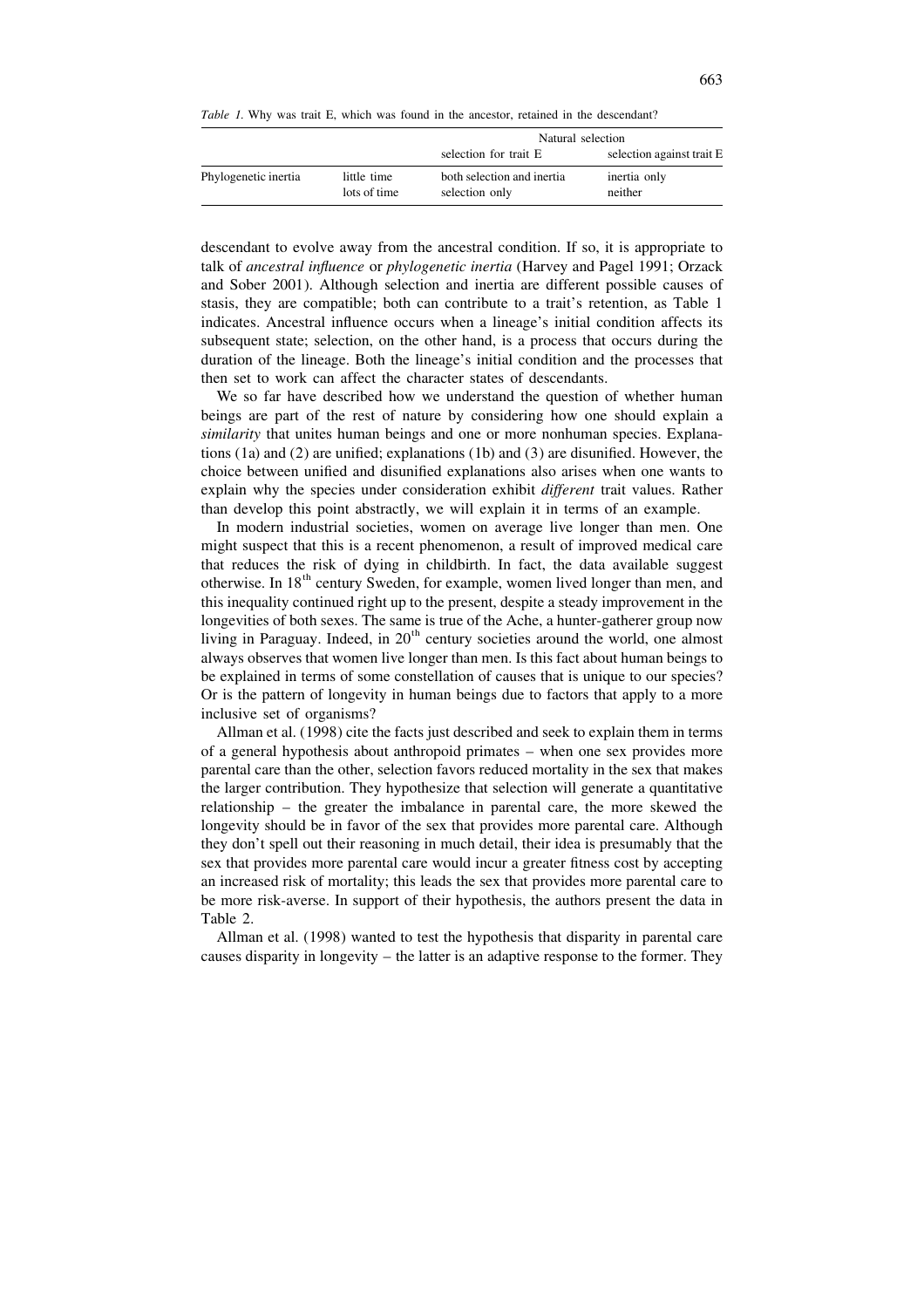*Table 1*. Why was trait E, which was found in the ancestor, retained in the descendant?

| | | Natural selection | |
|---|---|---|---|
| | | selection for trait E | selection against trait E |
| Phylogenetic inertia | little time | both selection and inertia | inertia only |
| | lots of time | selection only | neither |

descendant to evolve away from the ancestral condition. If so, it is appropriate to talk of *ancestral influence* or *phylogenetic inertia* (Harvey and Pagel 1991; Orzack and Sober 2001). Although selection and inertia are different possible causes of stasis, they are compatible; both can contribute to a trait's retention, as Table 1 indicates. Ancestral influence occurs when a lineage's initial condition affects its subsequent state; selection, on the other hand, is a process that occurs during the duration of the lineage. Both the lineage's initial condition and the processes that then set to work can affect the character states of descendants.

We so far have described how we understand the question of whether human beings are part of the rest of nature by considering how one should explain a *similarity* that unites human beings and one or more nonhuman species. Explanations (1a) and (2) are unified; explanations (1b) and (3) are disunified. However, the choice between unified and disunified explanations also arises when one wants to explain why the species under consideration exhibit *different* trait values. Rather than develop this point abstractly, we will explain it in terms of an example.

In modern industrial societies, women on average live longer than men. One might suspect that this is a recent phenomenon, a result of improved medical care that reduces the risk of dying in childbirth. In fact, the data available suggest otherwise. In 18th century Sweden, for example, women lived longer than men, and this inequality continued right up to the present, despite a steady improvement in the longevities of both sexes. The same is true of the Ache, a hunter-gatherer group now living in Paraguay. Indeed, in 20th century societies around the world, one almost always observes that women live longer than men. Is this fact about human beings to be explained in terms of some constellation of causes that is unique to our species? Or is the pattern of longevity in human beings due to factors that apply to a more inclusive set of organisms?

Allman et al. (1998) cite the facts just described and seek to explain them in terms of a general hypothesis about anthropoid primates – when one sex provides more parental care than the other, selection favors reduced mortality in the sex that makes the larger contribution. They hypothesize that selection will generate a quantitative relationship – the greater the imbalance in parental care, the more skewed the longevity should be in favor of the sex that provides more parental care. Although they don't spell out their reasoning in much detail, their idea is presumably that the sex that provides more parental care would incur a greater fitness cost by accepting an increased risk of mortality; this leads the sex that provides more parental care to be more risk-averse. In support of their hypothesis, the authors present the data in Table 2.

Allman et al. (1998) wanted to test the hypothesis that disparity in parental care causes disparity in longevity – the latter is an adaptive response to the former. They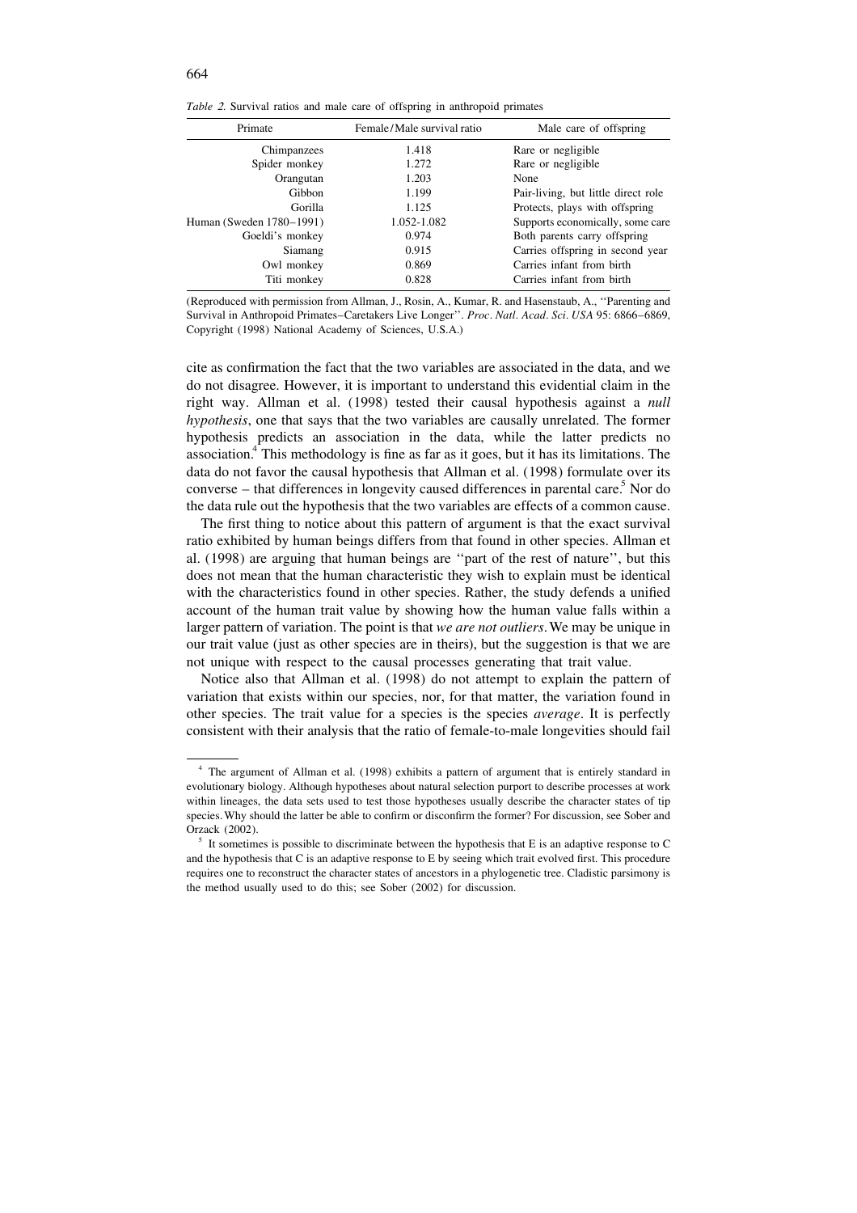*Table 2.* Survival ratios and male care of offspring in anthropoid primates

| Primate | Female/Male survival ratio | Male care of offspring |
|---|---|---|
| Chimpanzees | 1.418 | Rare or negligible |
| Spider monkey | 1.272 | Rare or negligible |
| Orangutan | 1.203 | None |
| Gibbon | 1.199 | Pair-living, but little direct role |
| Gorilla | 1.125 | Protects, plays with offspring |
| Human (Sweden 1780–1991) | 1.052-1.082 | Supports economically, some care |
| Goeldi's monkey | 0.974 | Both parents carry offspring |
| Siamang | 0.915 | Carries offspring in second year |
| Owl monkey | 0.869 | Carries infant from birth |
| Titi monkey | 0.828 | Carries infant from birth |

(Reproduced with permission from Allman, J., Rosin, A., Kumar, R. and Hasenstaub, A., ''Parenting and Survival in Anthropoid Primates–Caretakers Live Longer''. *Proc. Natl. Acad. Sci. USA* 95: 6866–6869, Copyright (1998) National Academy of Sciences, U.S.A.)

cite as confirmation the fact that the two variables are associated in the data, and we do not disagree. However, it is important to understand this evidential claim in the right way. Allman et al. (1998) tested their causal hypothesis against a *null hypothesis*, one that says that the two variables are causally unrelated. The former hypothesis predicts an association in the data, while the latter predicts no association.[4] This methodology is fine as far as it goes, but it has its limitations. The data do not favor the causal hypothesis that Allman et al. (1998) formulate over its converse – that differences in longevity caused differences in parental care.[5] Nor do the data rule out the hypothesis that the two variables are effects of a common cause.

The first thing to notice about this pattern of argument is that the exact survival ratio exhibited by human beings differs from that found in other species. Allman et al. (1998) are arguing that human beings are ''part of the rest of nature'', but this does not mean that the human characteristic they wish to explain must be identical with the characteristics found in other species. Rather, the study defends a unified account of the human trait value by showing how the human value falls within a larger pattern of variation. The point is that *we are not outliers*. We may be unique in our trait value (just as other species are in theirs), but the suggestion is that we are not unique with respect to the causal processes generating that trait value.

Notice also that Allman et al. (1998) do not attempt to explain the pattern of variation that exists within our species, nor, for that matter, the variation found in other species. The trait value for a species is the species *average*. It is perfectly consistent with their analysis that the ratio of female-to-male longevities should fail

[4] The argument of Allman et al. (1998) exhibits a pattern of argument that is entirely standard in evolutionary biology. Although hypotheses about natural selection purport to describe processes at work within lineages, the data sets used to test those hypotheses usually describe the character states of tip species. Why should the latter be able to confirm or disconfirm the former? For discussion, see Sober and Orzack (2002).

[5] It sometimes is possible to discriminate between the hypothesis that E is an adaptive response to C and the hypothesis that C is an adaptive response to E by seeing which trait evolved first. This procedure requires one to reconstruct the character states of ancestors in a phylogenetic tree. Cladistic parsimony is the method usually used to do this; see Sober (2002) for discussion.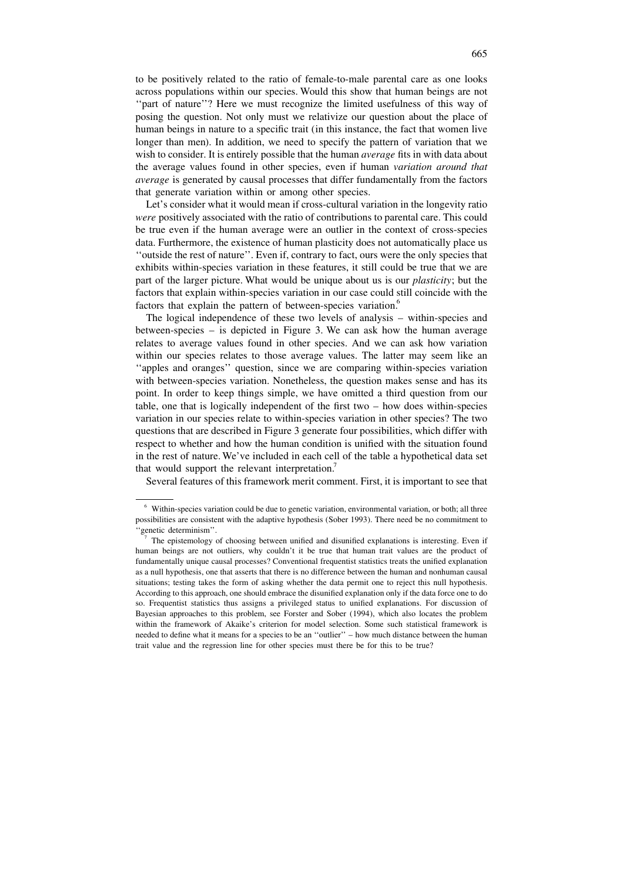to be positively related to the ratio of female-to-male parental care as one looks across populations within our species. Would this show that human beings are not ''part of nature''? Here we must recognize the limited usefulness of this way of posing the question. Not only must we relativize our question about the place of human beings in nature to a specific trait (in this instance, the fact that women live longer than men). In addition, we need to specify the pattern of variation that we wish to consider. It is entirely possible that the human *average* fits in with data about the average values found in other species, even if human *variation around that average* is generated by causal processes that differ fundamentally from the factors that generate variation within or among other species.

Let's consider what it would mean if cross-cultural variation in the longevity ratio *were* positively associated with the ratio of contributions to parental care. This could be true even if the human average were an outlier in the context of cross-species data. Furthermore, the existence of human plasticity does not automatically place us ''outside the rest of nature''. Even if, contrary to fact, ours were the only species that exhibits within-species variation in these features, it still could be true that we are part of the larger picture. What would be unique about us is our *plasticity*; but the factors that explain within-species variation in our case could still coincide with the factors that explain the pattern of between-species variation.[6]

The logical independence of these two levels of analysis – within-species and between-species – is depicted in Figure 3. We can ask how the human average relates to average values found in other species. And we can ask how variation within our species relates to those average values. The latter may seem like an ''apples and oranges'' question, since we are comparing within-species variation with between-species variation. Nonetheless, the question makes sense and has its point. In order to keep things simple, we have omitted a third question from our table, one that is logically independent of the first two – how does within-species variation in our species relate to within-species variation in other species? The two questions that are described in Figure 3 generate four possibilities, which differ with respect to whether and how the human condition is unified with the situation found in the rest of nature. We've included in each cell of the table a hypothetical data set that would support the relevant interpretation.[7]

Several features of this framework merit comment. First, it is important to see that

[6] Within-species variation could be due to genetic variation, environmental variation, or both; all three possibilities are consistent with the adaptive hypothesis (Sober 1993). There need be no commitment to ''genetic determinism''.

[7] The epistemology of choosing between unified and disunified explanations is interesting. Even if human beings are not outliers, why couldn't it be true that human trait values are the product of fundamentally unique causal processes? Conventional frequentist statistics treats the unified explanation as a null hypothesis, one that asserts that there is no difference between the human and nonhuman causal situations; testing takes the form of asking whether the data permit one to reject this null hypothesis. According to this approach, one should embrace the disunified explanation only if the data force one to do so. Frequentist statistics thus assigns a privileged status to unified explanations. For discussion of Bayesian approaches to this problem, see Forster and Sober (1994), which also locates the problem within the framework of Akaike's criterion for model selection. Some such statistical framework is needed to define what it means for a species to be an ''outlier'' – how much distance between the human trait value and the regression line for other species must there be for this to be true?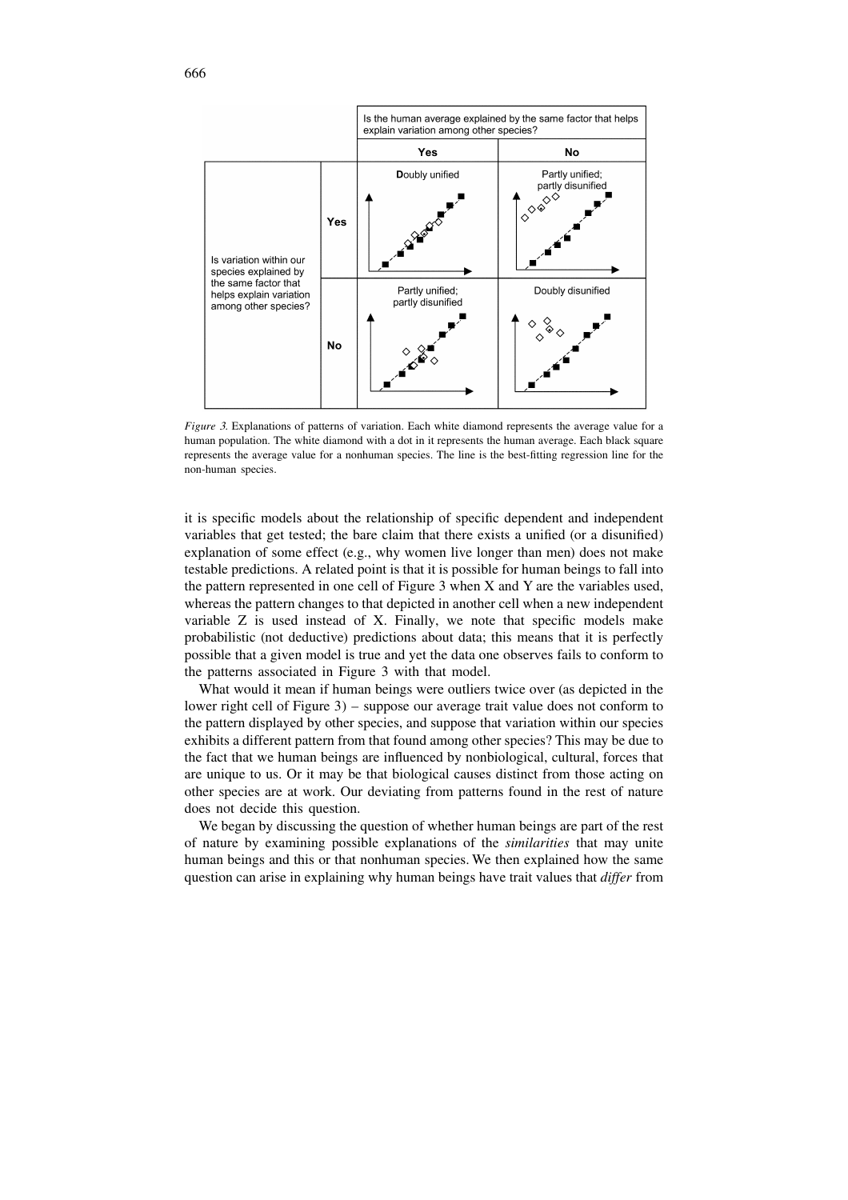| | | Is the human average explained by the same factor that helps explain variation among other species? | |
|---|---|---|---|
| | | Yes | No |
| Is variation within our species explained by the same factor that helps explain variation among other species? | Yes | Doubly unified | Partly unified; partly disunified |
| | No | Partly unified; partly disunified | Doubly disunified |

*Figure 3.* Explanations of patterns of variation. Each white diamond represents the average value for a human population. The white diamond with a dot in it represents the human average. Each black square represents the average value for a nonhuman species. The line is the best-fitting regression line for the non-human species.

it is specific models about the relationship of specific dependent and independent variables that get tested; the bare claim that there exists a unified (or a disunified) explanation of some effect (e.g., why women live longer than men) does not make testable predictions. A related point is that it is possible for human beings to fall into the pattern represented in one cell of Figure 3 when X and Y are the variables used, whereas the pattern changes to that depicted in another cell when a new independent variable Z is used instead of X. Finally, we note that specific models make probabilistic (not deductive) predictions about data; this means that it is perfectly possible that a given model is true and yet the data one observes fails to conform to the patterns associated in Figure 3 with that model.

What would it mean if human beings were outliers twice over (as depicted in the lower right cell of Figure 3) – suppose our average trait value does not conform to the pattern displayed by other species, and suppose that variation within our species exhibits a different pattern from that found among other species? This may be due to the fact that we human beings are influenced by nonbiological, cultural, forces that are unique to us. Or it may be that biological causes distinct from those acting on other species are at work. Our deviating from patterns found in the rest of nature does not decide this question.

We began by discussing the question of whether human beings are part of the rest of nature by examining possible explanations of the *similarities* that may unite human beings and this or that nonhuman species. We then explained how the same question can arise in explaining why human beings have trait values that *differ* from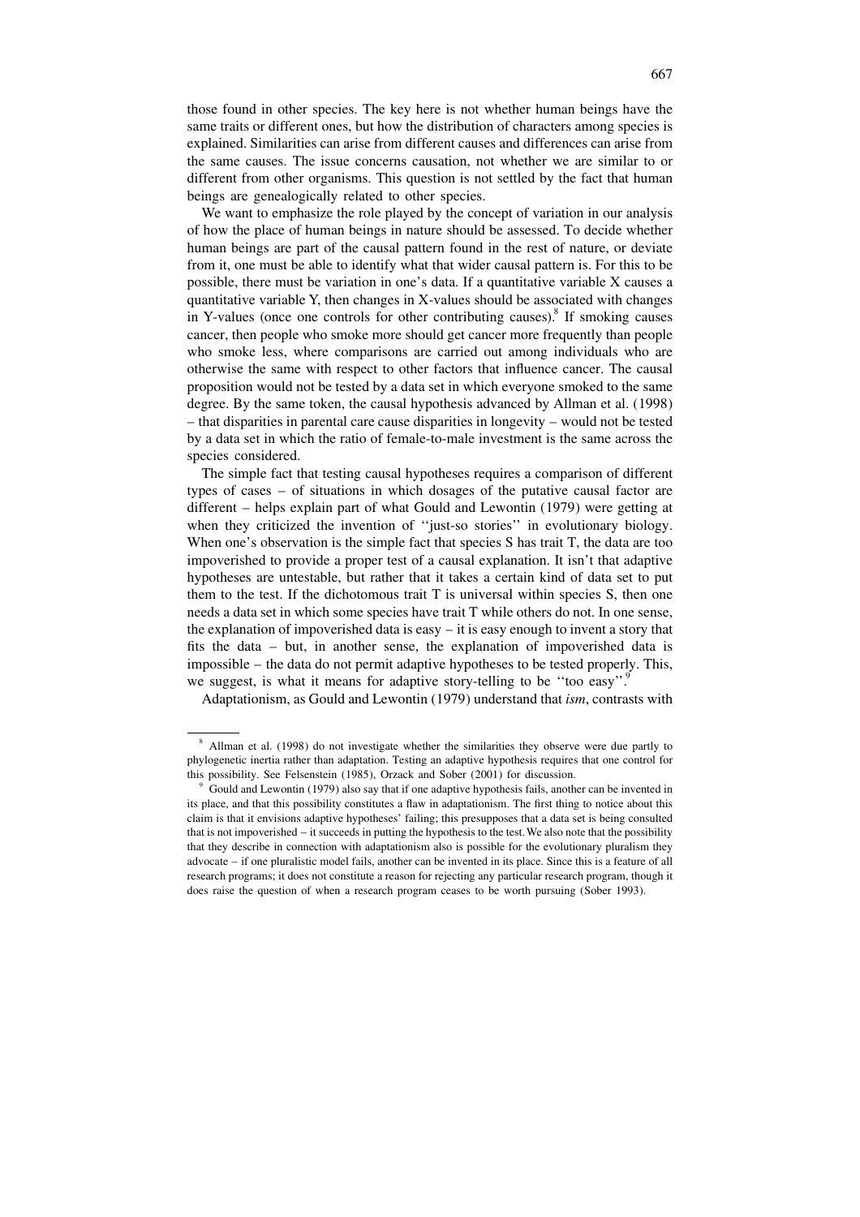those found in other species. The key here is not whether human beings have the same traits or different ones, but how the distribution of characters among species is explained. Similarities can arise from different causes and differences can arise from the same causes. The issue concerns causation, not whether we are similar to or different from other organisms. This question is not settled by the fact that human beings are genealogically related to other species.

We want to emphasize the role played by the concept of variation in our analysis of how the place of human beings in nature should be assessed. To decide whether human beings are part of the causal pattern found in the rest of nature, or deviate from it, one must be able to identify what that wider causal pattern is. For this to be possible, there must be variation in one's data. If a quantitative variable X causes a quantitative variable Y, then changes in X-values should be associated with changes in Y-values (once one controls for other contributing causes).[8] If smoking causes cancer, then people who smoke more should get cancer more frequently than people who smoke less, where comparisons are carried out among individuals who are otherwise the same with respect to other factors that influence cancer. The causal proposition would not be tested by a data set in which everyone smoked to the same degree. By the same token, the causal hypothesis advanced by Allman et al. (1998) – that disparities in parental care cause disparities in longevity – would not be tested by a data set in which the ratio of female-to-male investment is the same across the species considered.

The simple fact that testing causal hypotheses requires a comparison of different types of cases – of situations in which dosages of the putative causal factor are different – helps explain part of what Gould and Lewontin (1979) were getting at when they criticized the invention of ''just-so stories'' in evolutionary biology. When one's observation is the simple fact that species S has trait T, the data are too impoverished to provide a proper test of a causal explanation. It isn't that adaptive hypotheses are untestable, but rather that it takes a certain kind of data set to put them to the test. If the dichotomous trait T is universal within species S, then one needs a data set in which some species have trait T while others do not. In one sense, the explanation of impoverished data is easy – it is easy enough to invent a story that fits the data – but, in another sense, the explanation of impoverished data is impossible – the data do not permit adaptive hypotheses to be tested properly. This, we suggest, is what it means for adaptive story-telling to be ''too easy''.[9]

Adaptationism, as Gould and Lewontin (1979) understand that *ism*, contrasts with

---

[8] Allman et al. (1998) do not investigate whether the similarities they observe were due partly to phylogenetic inertia rather than adaptation. Testing an adaptive hypothesis requires that one control for this possibility. See Felsenstein (1985), Orzack and Sober (2001) for discussion.

[9] Gould and Lewontin (1979) also say that if one adaptive hypothesis fails, another can be invented in its place, and that this possibility constitutes a flaw in adaptationism. The first thing to notice about this claim is that it envisions adaptive hypotheses' failing; this presupposes that a data set is being consulted that is not impoverished – it succeeds in putting the hypothesis to the test. We also note that the possibility that they describe in connection with adaptationism also is possible for the evolutionary pluralism they advocate – if one pluralistic model fails, another can be invented in its place. Since this is a feature of all research programs; it does not constitute a reason for rejecting any particular research program, though it does raise the question of when a research program ceases to be worth pursuing (Sober 1993).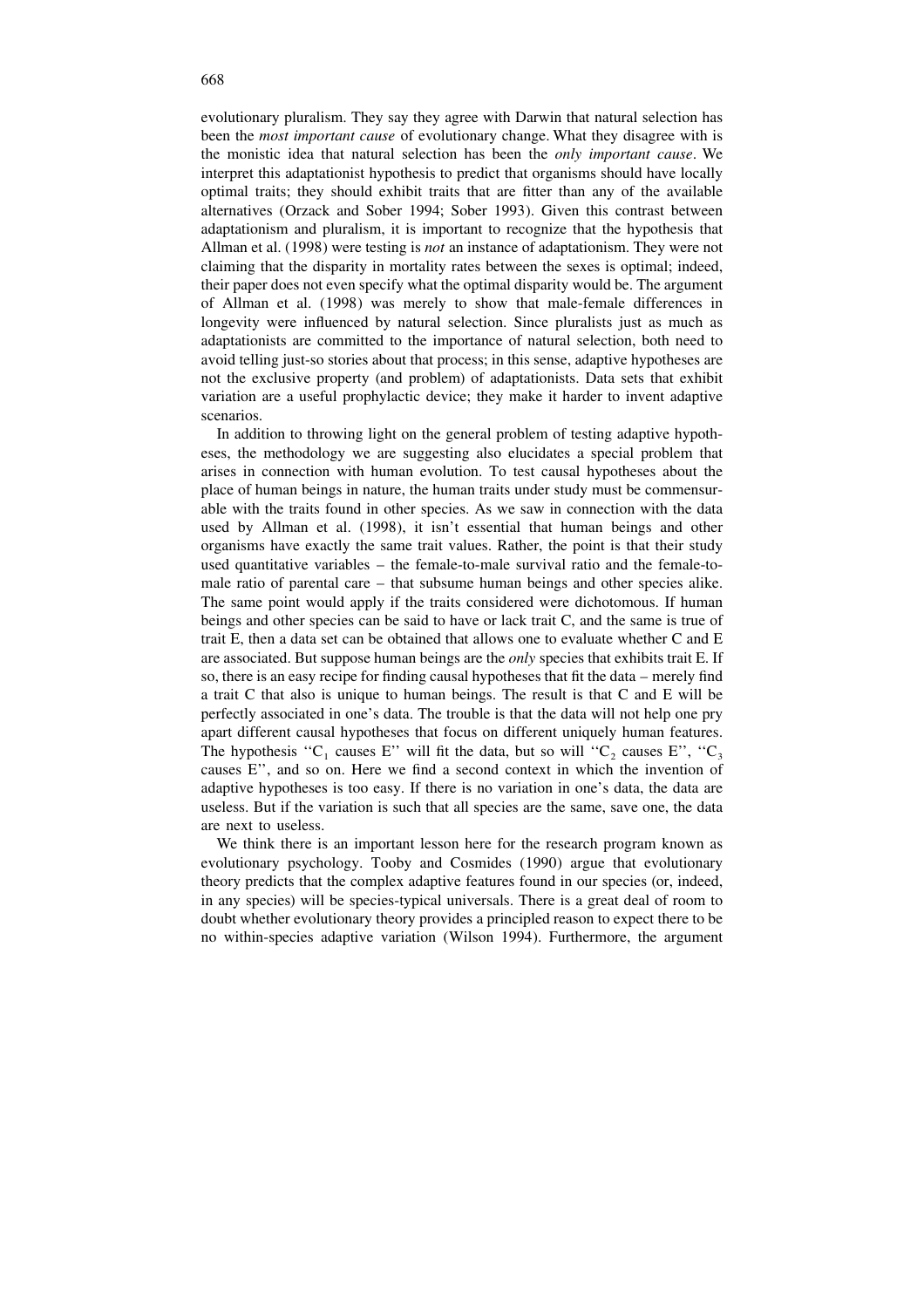evolutionary pluralism. They say they agree with Darwin that natural selection has been the *most important cause* of evolutionary change. What they disagree with is the monistic idea that natural selection has been the *only important cause*. We interpret this adaptationist hypothesis to predict that organisms should have locally optimal traits; they should exhibit traits that are fitter than any of the available alternatives (Orzack and Sober 1994; Sober 1993). Given this contrast between adaptationism and pluralism, it is important to recognize that the hypothesis that Allman et al. (1998) were testing is *not* an instance of adaptationism. They were not claiming that the disparity in mortality rates between the sexes is optimal; indeed, their paper does not even specify what the optimal disparity would be. The argument of Allman et al. (1998) was merely to show that male-female differences in longevity were influenced by natural selection. Since pluralists just as much as adaptationists are committed to the importance of natural selection, both need to avoid telling just-so stories about that process; in this sense, adaptive hypotheses are not the exclusive property (and problem) of adaptationists. Data sets that exhibit variation are a useful prophylactic device; they make it harder to invent adaptive scenarios.

In addition to throwing light on the general problem of testing adaptive hypotheses, the methodology we are suggesting also elucidates a special problem that arises in connection with human evolution. To test causal hypotheses about the place of human beings in nature, the human traits under study must be commensurable with the traits found in other species. As we saw in connection with the data used by Allman et al. (1998), it isn't essential that human beings and other organisms have exactly the same trait values. Rather, the point is that their study used quantitative variables – the female-to-male survival ratio and the female-to-male ratio of parental care – that subsume human beings and other species alike. The same point would apply if the traits considered were dichotomous. If human beings and other species can be said to have or lack trait C, and the same is true of trait E, then a data set can be obtained that allows one to evaluate whether C and E are associated. But suppose human beings are the *only* species that exhibits trait E. If so, there is an easy recipe for finding causal hypotheses that fit the data – merely find a trait C that also is unique to human beings. The result is that C and E will be perfectly associated in one's data. The trouble is that the data will not help one pry apart different causal hypotheses that focus on different uniquely human features. The hypothesis ''$C_1$ causes E'' will fit the data, but so will ''$C_2$ causes E'', ''$C_3$ causes E'', and so on. Here we find a second context in which the invention of adaptive hypotheses is too easy. If there is no variation in one's data, the data are useless. But if the variation is such that all species are the same, save one, the data are next to useless.

We think there is an important lesson here for the research program known as evolutionary psychology. Tooby and Cosmides (1990) argue that evolutionary theory predicts that the complex adaptive features found in our species (or, indeed, in any species) will be species-typical universals. There is a great deal of room to doubt whether evolutionary theory provides a principled reason to expect there to be no within-species adaptive variation (Wilson 1994). Furthermore, the argument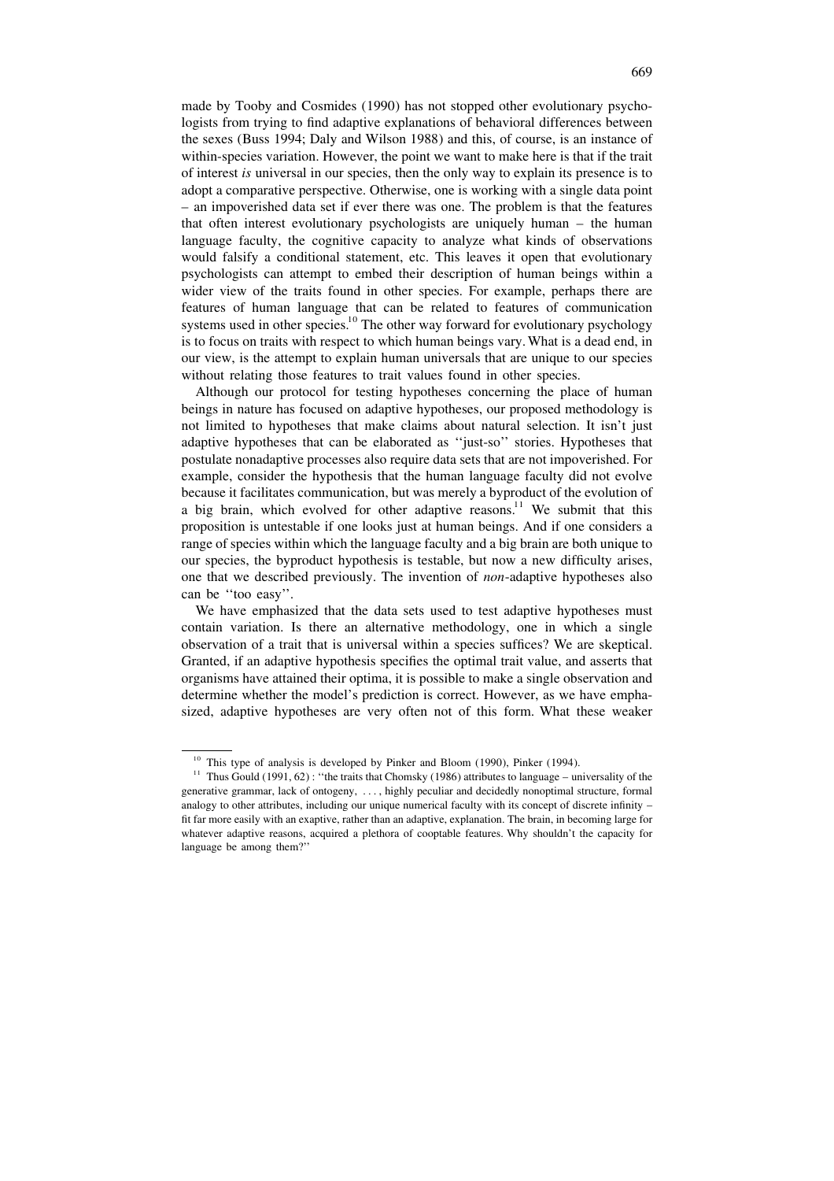made by Tooby and Cosmides (1990) has not stopped other evolutionary psychologists from trying to find adaptive explanations of behavioral differences between the sexes (Buss 1994; Daly and Wilson 1988) and this, of course, is an instance of within-species variation. However, the point we want to make here is that if the trait of interest *is* universal in our species, then the only way to explain its presence is to adopt a comparative perspective. Otherwise, one is working with a single data point – an impoverished data set if ever there was one. The problem is that the features that often interest evolutionary psychologists are uniquely human – the human language faculty, the cognitive capacity to analyze what kinds of observations would falsify a conditional statement, etc. This leaves it open that evolutionary psychologists can attempt to embed their description of human beings within a wider view of the traits found in other species. For example, perhaps there are features of human language that can be related to features of communication systems used in other species.[10] The other way forward for evolutionary psychology is to focus on traits with respect to which human beings vary. What is a dead end, in our view, is the attempt to explain human universals that are unique to our species without relating those features to trait values found in other species.

Although our protocol for testing hypotheses concerning the place of human beings in nature has focused on adaptive hypotheses, our proposed methodology is not limited to hypotheses that make claims about natural selection. It isn't just adaptive hypotheses that can be elaborated as ''just-so'' stories. Hypotheses that postulate nonadaptive processes also require data sets that are not impoverished. For example, consider the hypothesis that the human language faculty did not evolve because it facilitates communication, but was merely a byproduct of the evolution of a big brain, which evolved for other adaptive reasons.[11] We submit that this proposition is untestable if one looks just at human beings. And if one considers a range of species within which the language faculty and a big brain are both unique to our species, the byproduct hypothesis is testable, but now a new difficulty arises, one that we described previously. The invention of *non*-adaptive hypotheses also can be ''too easy''.

We have emphasized that the data sets used to test adaptive hypotheses must contain variation. Is there an alternative methodology, one in which a single observation of a trait that is universal within a species suffices? We are skeptical. Granted, if an adaptive hypothesis specifies the optimal trait value, and asserts that organisms have attained their optima, it is possible to make a single observation and determine whether the model's prediction is correct. However, as we have emphasized, adaptive hypotheses are very often not of this form. What these weaker

---

[10] This type of analysis is developed by Pinker and Bloom (1990), Pinker (1994).

[11] Thus Gould (1991, 62) : ''the traits that Chomsky (1986) attributes to language – universality of the generative grammar, lack of ontogeny, . . . , highly peculiar and decidedly nonoptimal structure, formal analogy to other attributes, including our unique numerical faculty with its concept of discrete infinity – fit far more easily with an exaptive, rather than an adaptive, explanation. The brain, in becoming large for whatever adaptive reasons, acquired a plethora of cooptable features. Why shouldn't the capacity for language be among them?''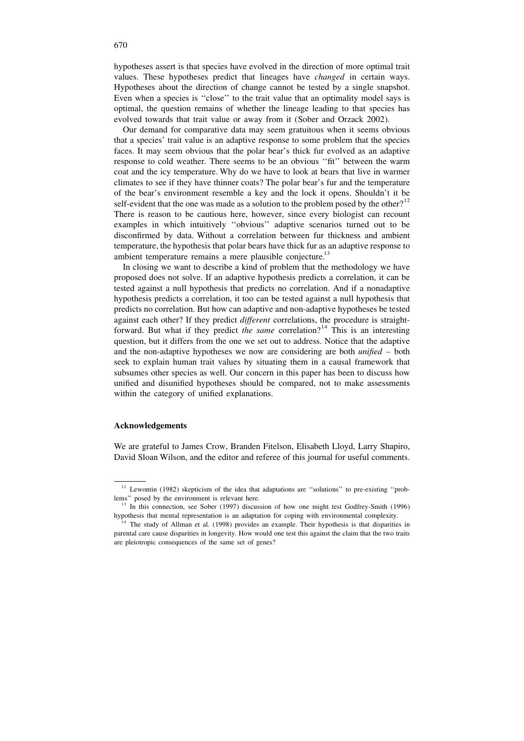hypotheses assert is that species have evolved in the direction of more optimal trait values. These hypotheses predict that lineages have *changed* in certain ways. Hypotheses about the direction of change cannot be tested by a single snapshot. Even when a species is ''close'' to the trait value that an optimality model says is optimal, the question remains of whether the lineage leading to that species has evolved towards that trait value or away from it (Sober and Orzack 2002).

Our demand for comparative data may seem gratuitous when it seems obvious that a species' trait value is an adaptive response to some problem that the species faces. It may seem obvious that the polar bear's thick fur evolved as an adaptive response to cold weather. There seems to be an obvious ''fit'' between the warm coat and the icy temperature. Why do we have to look at bears that live in warmer climates to see if they have thinner coats? The polar bear's fur and the temperature of the bear's environment resemble a key and the lock it opens. Shouldn't it be self-evident that the one was made as a solution to the problem posed by the other?[12] There is reason to be cautious here, however, since every biologist can recount examples in which intuitively ''obvious'' adaptive scenarios turned out to be disconfirmed by data. Without a correlation between fur thickness and ambient temperature, the hypothesis that polar bears have thick fur as an adaptive response to ambient temperature remains a mere plausible conjecture.[13]

In closing we want to describe a kind of problem that the methodology we have proposed does not solve. If an adaptive hypothesis predicts a correlation, it can be tested against a null hypothesis that predicts no correlation. And if a nonadaptive hypothesis predicts a correlation, it too can be tested against a null hypothesis that predicts no correlation. But how can adaptive and non-adaptive hypotheses be tested against each other? If they predict *different* correlations, the procedure is straightforward. But what if they predict *the same* correlation?[14] This is an interesting question, but it differs from the one we set out to address. Notice that the adaptive and the non-adaptive hypotheses we now are considering are both *unified* – both seek to explain human trait values by situating them in a causal framework that subsumes other species as well. Our concern in this paper has been to discuss how unified and disunified hypotheses should be compared, not to make assessments within the category of unified explanations.

#### Acknowledgements

We are grateful to James Crow, Branden Fitelson, Elisabeth Lloyd, Larry Shapiro, David Sloan Wilson, and the editor and referee of this journal for useful comments.

---

[12] Lewontin (1982) skepticism of the idea that adaptations are ''solutions'' to pre-existing ''problems'' posed by the environment is relevant here.

[13] In this connection, see Sober (1997) discussion of how one might test Godfrey-Smith (1996) hypothesis that mental representation is an adaptation for coping with environmental complexity.

[14] The study of Allman et al. (1998) provides an example. Their hypothesis is that disparities in parental care cause disparities in longevity. How would one test this against the claim that the two traits are pleiotropic consequences of the same set of genes?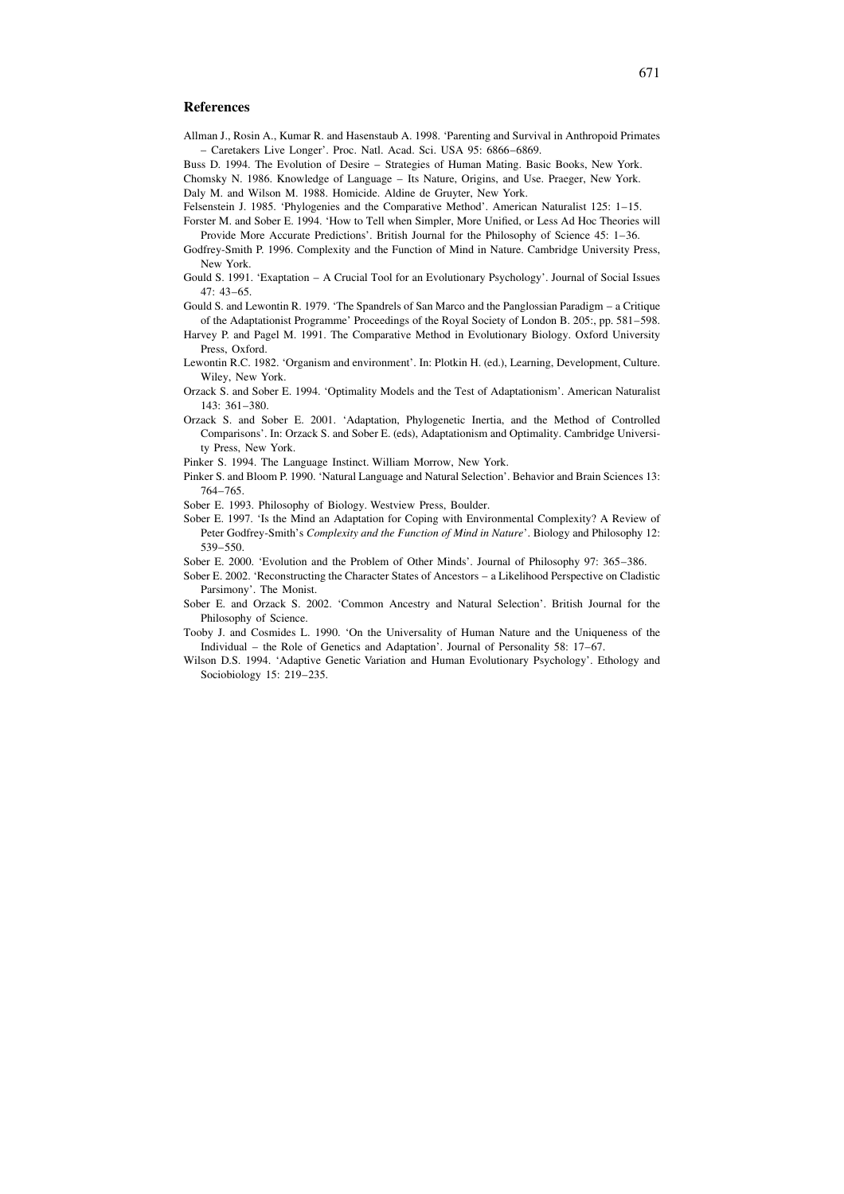## References

Allman J., Rosin A., Kumar R. and Hasenstaub A. 1998. 'Parenting and Survival in Anthropoid Primates – Caretakers Live Longer'. Proc. Natl. Acad. Sci. USA 95: 6866–6869.

Buss D. 1994. The Evolution of Desire – Strategies of Human Mating. Basic Books, New York.

Chomsky N. 1986. Knowledge of Language – Its Nature, Origins, and Use. Praeger, New York.

Daly M. and Wilson M. 1988. Homicide. Aldine de Gruyter, New York.

Felsenstein J. 1985. 'Phylogenies and the Comparative Method'. American Naturalist 125: 1–15.

Forster M. and Sober E. 1994. 'How to Tell when Simpler, More Unified, or Less Ad Hoc Theories will Provide More Accurate Predictions'. British Journal for the Philosophy of Science 45: 1–36.

Godfrey-Smith P. 1996. Complexity and the Function of Mind in Nature. Cambridge University Press, New York.

Gould S. 1991. 'Exaptation – A Crucial Tool for an Evolutionary Psychology'. Journal of Social Issues 47: 43–65.

Gould S. and Lewontin R. 1979. 'The Spandrels of San Marco and the Panglossian Paradigm – a Critique of the Adaptationist Programme' Proceedings of the Royal Society of London B. 205:, pp. 581–598.

Harvey P. and Pagel M. 1991. The Comparative Method in Evolutionary Biology. Oxford University Press, Oxford.

Lewontin R.C. 1982. 'Organism and environment'. In: Plotkin H. (ed.), Learning, Development, Culture. Wiley, New York.

Orzack S. and Sober E. 1994. 'Optimality Models and the Test of Adaptationism'. American Naturalist 143: 361–380.

Orzack S. and Sober E. 2001. 'Adaptation, Phylogenetic Inertia, and the Method of Controlled Comparisons'. In: Orzack S. and Sober E. (eds), Adaptationism and Optimality. Cambridge University Press, New York.

Pinker S. 1994. The Language Instinct. William Morrow, New York.

Pinker S. and Bloom P. 1990. 'Natural Language and Natural Selection'. Behavior and Brain Sciences 13: 764–765.

Sober E. 1993. Philosophy of Biology. Westview Press, Boulder.

Sober E. 1997. 'Is the Mind an Adaptation for Coping with Environmental Complexity? A Review of Peter Godfrey-Smith's *Complexity and the Function of Mind in Nature*'. Biology and Philosophy 12: 539–550.

Sober E. 2000. 'Evolution and the Problem of Other Minds'. Journal of Philosophy 97: 365–386.

Sober E. 2002. 'Reconstructing the Character States of Ancestors – a Likelihood Perspective on Cladistic Parsimony'. The Monist.

Sober E. and Orzack S. 2002. 'Common Ancestry and Natural Selection'. British Journal for the Philosophy of Science.

Tooby J. and Cosmides L. 1990. 'On the Universality of Human Nature and the Uniqueness of the Individual – the Role of Genetics and Adaptation'. Journal of Personality 58: 17–67.

Wilson D.S. 1994. 'Adaptive Genetic Variation and Human Evolutionary Psychology'. Ethology and Sociobiology 15: 219–235.